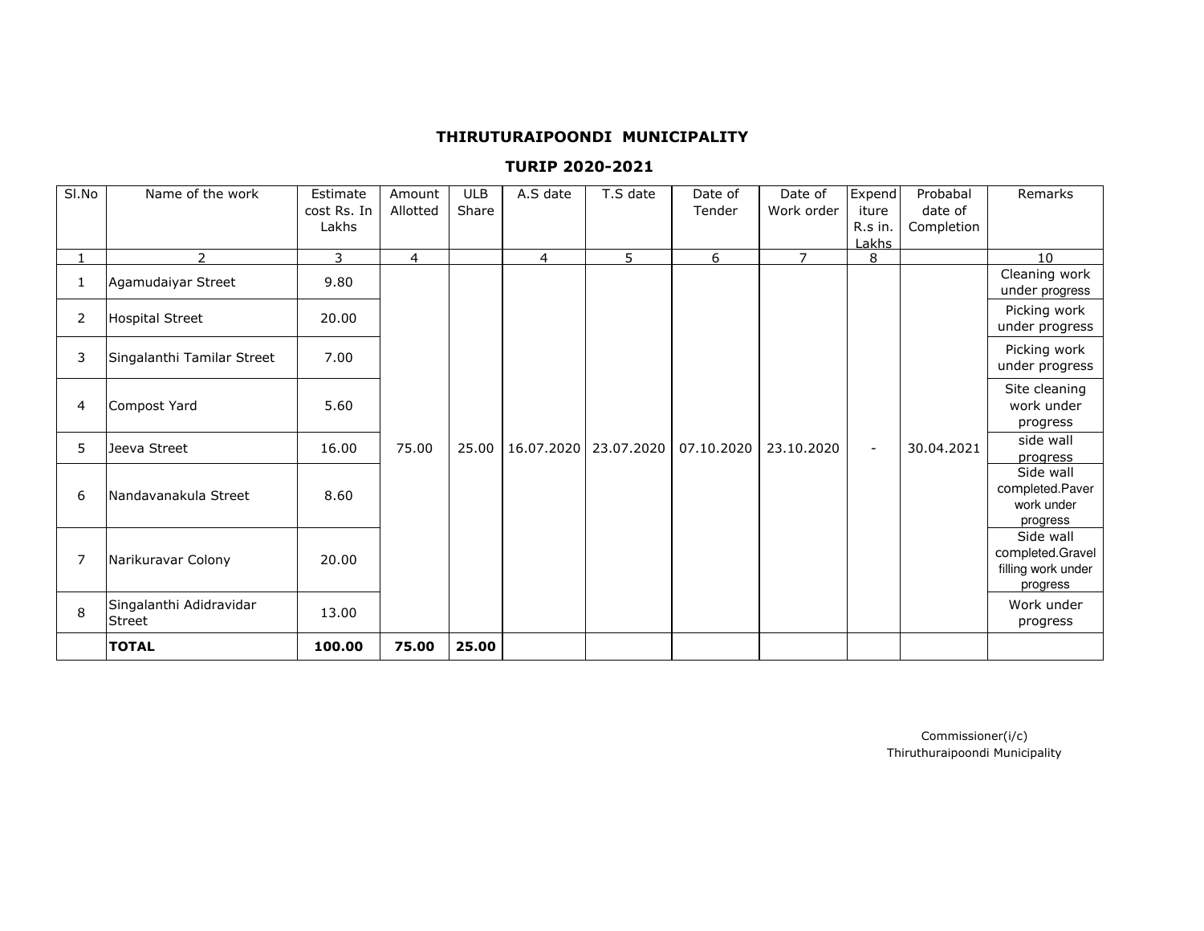## THIRUTURAIPOONDI MUNICIPALITY

### TURIP 2020-2021

| Sl.No | Name of the work | Estimate cost Rs. In Lakhs | Amount Allotted | ULB Share | A.S date | T.S date | Date of Tender | Date of Work order | Expenditure R.s in. Lakhs | Probabal date of Completion | Remarks |
|---|---|---|---|---|---|---|---|---|---|---|---|
| 1 | 2 | 3 | 4 | | 4 | 5 | 6 | 7 | 8 | | 10 |
| 1 | Agamudaiyar Street | 9.80 | 75.00 | 25.00 | 16.07.2020 | 23.07.2020 | 07.10.2020 | 23.10.2020 | - | 30.04.2021 | Cleaning work under progress |
| 2 | Hospital Street | 20.00 | | | | | | | | | Picking work under progress |
| 3 | Singalanthi Tamilar Street | 7.00 | | | | | | | | | Picking work under progress |
| 4 | Compost Yard | 5.60 | | | | | | | | | Site cleaning work under progress |
| 5 | Jeeva Street | 16.00 | | | | | | | | | side wall progress |
| 6 | Nandavanakula Street | 8.60 | | | | | | | | | Side wall completed.Paver work under progress |
| 7 | Narikuravar Colony | 20.00 | | | | | | | | | Side wall completed.Gravel filling work under progress |
| 8 | Singalanthi Adidravidar Street | 13.00 | | | | | | | | | Work under progress |
| | **TOTAL** | **100.00** | **75.00** | **25.00** | | | | | | | |

Commissioner(i/c)
Thiruthuraipoondi Municipality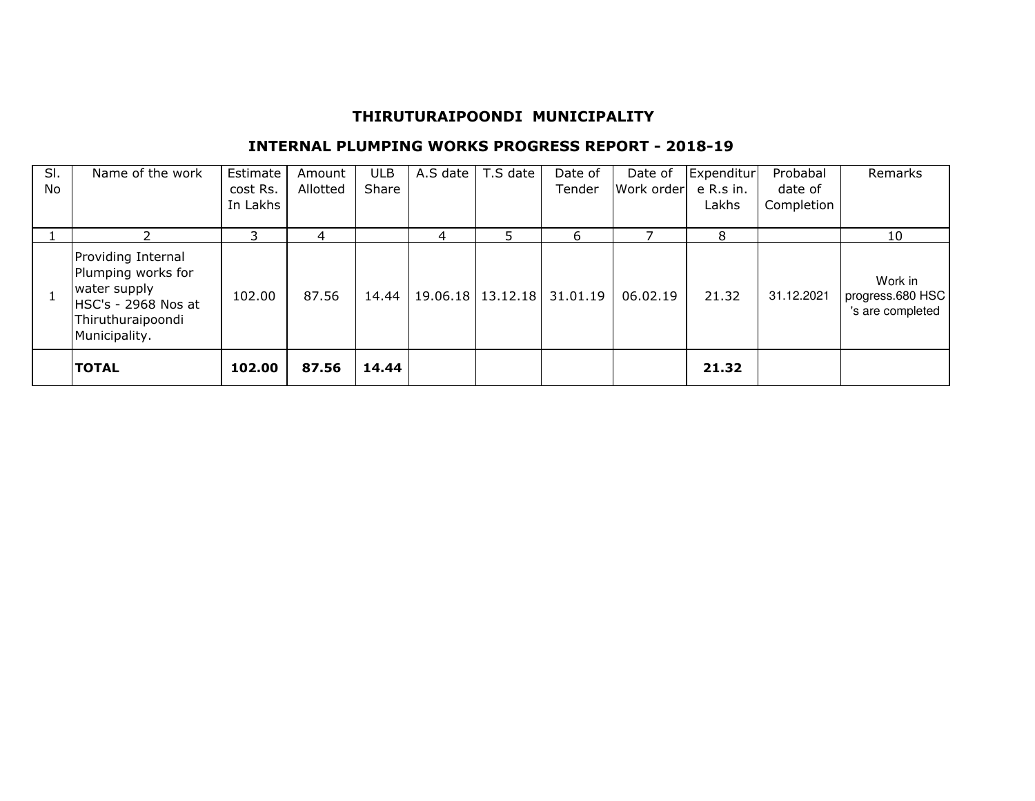# THIRUTURAIPOONDI MUNICIPALITY

## INTERNAL PLUMPING WORKS PROGRESS REPORT - 2018-19

| Sl. No | Name of the work | Estimate cost Rs. In Lakhs | Amount Allotted | ULB Share | A.S date | T.S date | Date of Tender | Date of Work order | Expenditure R.s in. Lakhs | Probabal date of Completion | Remarks |
|---|---|---|---|---|---|---|---|---|---|---|---|
| 1 | 2 | 3 | 4 | | 4 | 5 | 6 | 7 | 8 | | 10 |
| 1 | Providing Internal Plumping works for water supply HSC's - 2968 Nos at Thiruthuraipoondi Municipality. | 102.00 | 87.56 | 14.44 | 19.06.18 | 13.12.18 | 31.01.19 | 06.02.19 | 21.32 | 31.12.2021 | Work in progress.680 HSC 's are completed |
| | **TOTAL** | **102.00** | **87.56** | **14.44** | | | | | **21.32** | | |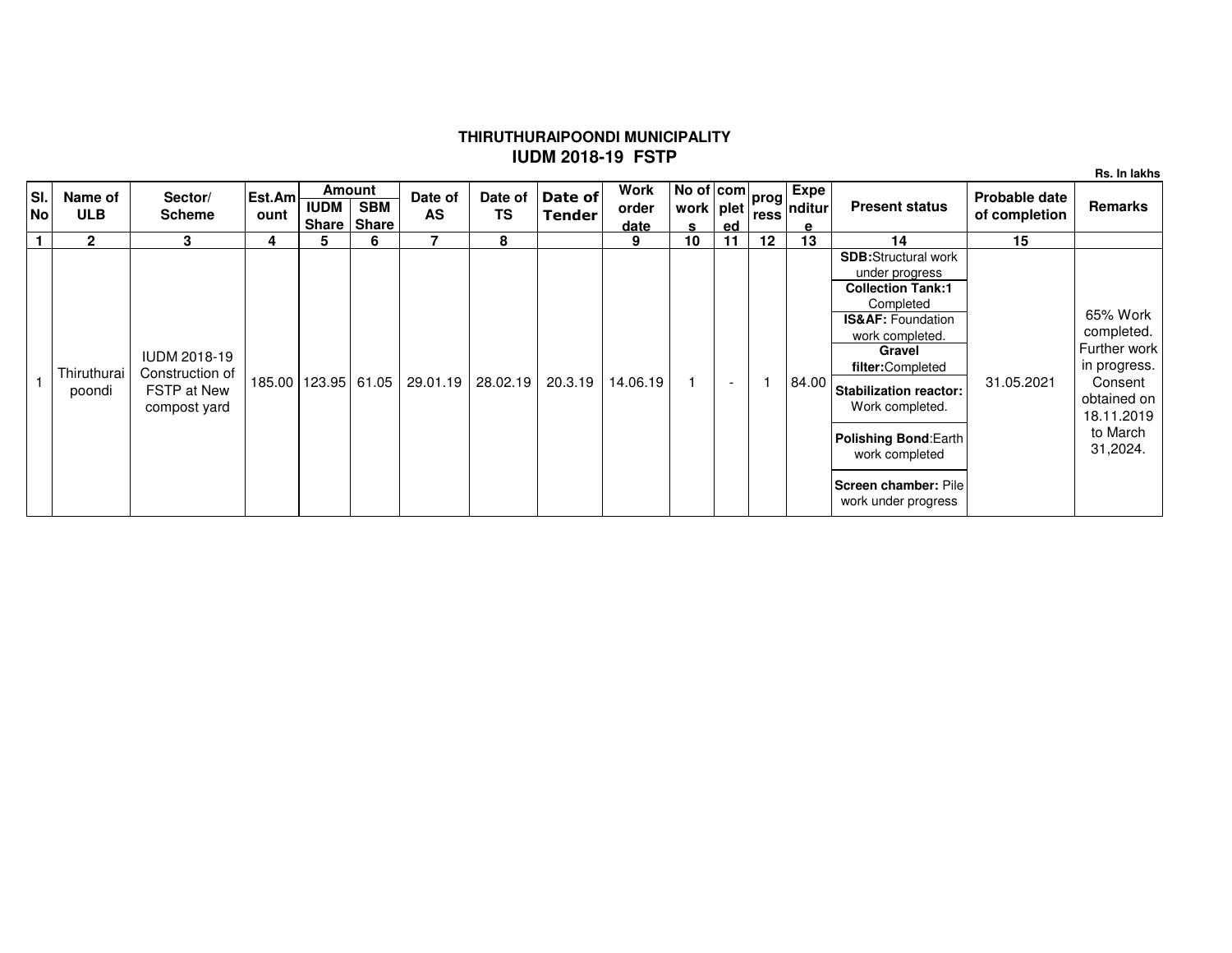# THIRUTHURAIPOONDI MUNICIPALITY
## IUDM 2018-19 FSTP

Rs. In lakhs

| Sl. No | Name of ULB | Sector/ Scheme | Est.Amount | Amount | | Date of AS | Date of TS | Date of Tender | Work order date | No of works | completed | progress | Expenditure | Present status | Probable date of completion | Remarks |
|---|---|---|---|---|---|---|---|---|---|---|---|---|---|---|---|---|
| | | | | IUDM Share | SBM Share | | | | | | | | | | | |
| 1 | 2 | 3 | 4 | 5 | 6 | 7 | 8 | | 9 | 10 | 11 | 12 | 13 | 14 | 15 | |
| 1 | Thiruthuraipoondi | IUDM 2018-19 Construction of FSTP at New compost yard | 185.00 | 123.95 | 61.05 | 29.01.19 | 28.02.19 | 20.3.19 | 14.06.19 | 1 | - | 1 | 84.00 | **SDB:**Structural work under progress<br>**Collection Tank:1** Completed<br>**IS&AF:** Foundation work completed.<br>**Gravel filter:**Completed<br>**Stabilization reactor:** Work completed.<br>**Polishing Bond**:Earth work completed<br>**Screen chamber:** Pile work under progress | 31.05.2021 | 65% Work completed. Further work in progress. Consent obtained on 18.11.2019 to March 31,2024. |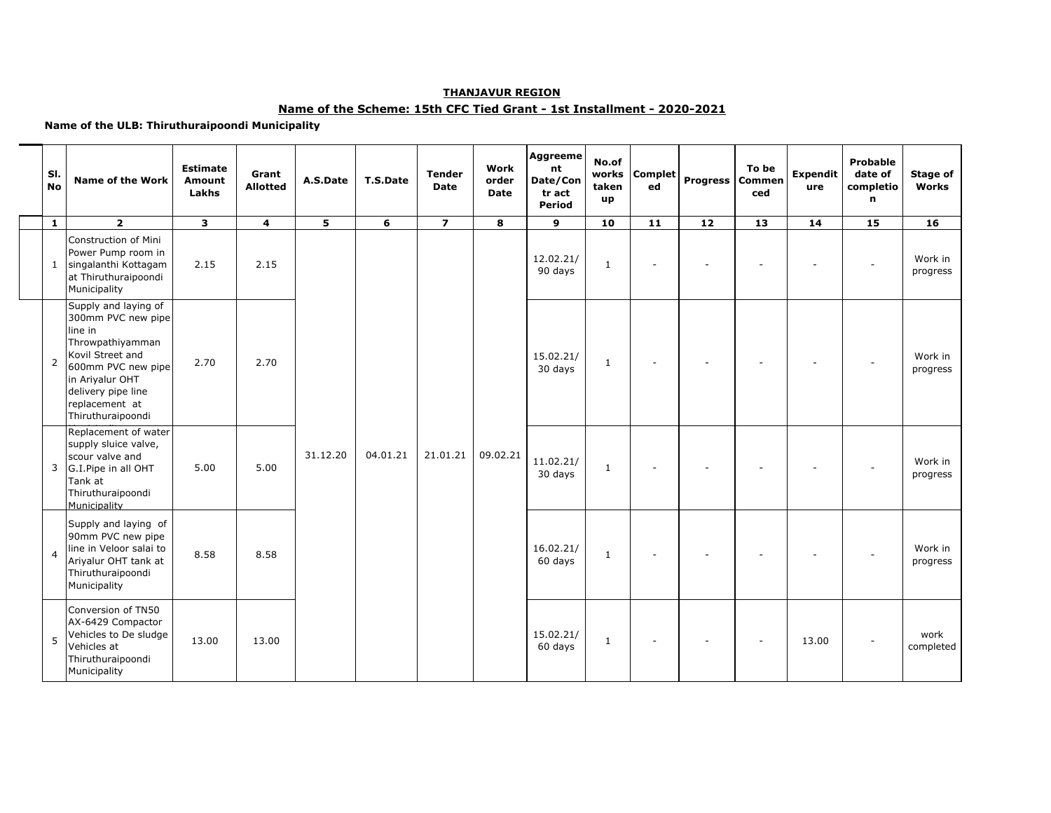**THANJAVUR REGION**

**Name of the Scheme: 15th CFC Tied Grant - 1st Installment - 2020-2021**

**Name of the ULB: Thiruthuraipoondi Municipality**

| Sl. No | Name of the Work | Estimate Amount Lakhs | Grant Allotted | A.S.Date | T.S.Date | Tender Date | Work order Date | Aggreement Date/Contr act Period | No.of works taken up | Completed | Progress | To be Commenced | Expenditure | Probable date of completion | Stage of Works |
|---|---|---|---|---|---|---|---|---|---|---|---|---|---|---|---|
| 1 | 2 | 3 | 4 | 5 | 6 | 7 | 8 | 9 | 10 | 11 | 12 | 13 | 14 | 15 | 16 |
| 1 | Construction of Mini Power Pump room in singalanthi Kottagam at Thiruthuraipoondi Municipality | 2.15 | 2.15 | 31.12.20 | 04.01.21 | 21.01.21 | 09.02.21 | 12.02.21/ 90 days | 1 | - | - | - | - | - | Work in progress |
| 2 | Supply and laying of 300mm PVC new pipe line in Throwpathiyamman Kovil Street and 600mm PVC new pipe in Ariyalur OHT delivery pipe line replacement at Thiruthuraipoondi | 2.70 | 2.70 | | | | | 15.02.21/ 30 days | 1 | - | - | - | - | - | Work in progress |
| 3 | Replacement of water supply sluice valve, scour valve and G.I.Pipe in all OHT Tank at Thiruthuraipoondi Municipality | 5.00 | 5.00 | | | | | 11.02.21/ 30 days | 1 | - | - | - | - | - | Work in progress |
| 4 | Supply and laying of 90mm PVC new pipe line in Veloor salai to Ariyalur OHT tank at Thiruthuraipoondi Municipality | 8.58 | 8.58 | | | | | 16.02.21/ 60 days | 1 | - | - | - | - | - | Work in progress |
| 5 | Conversion of TN50 AX-6429 Compactor Vehicles to De sludge Vehicles at Thiruthuraipoondi Municipality | 13.00 | 13.00 | | | | | 15.02.21/ 60 days | 1 | - | - | - | 13.00 | - | work completed |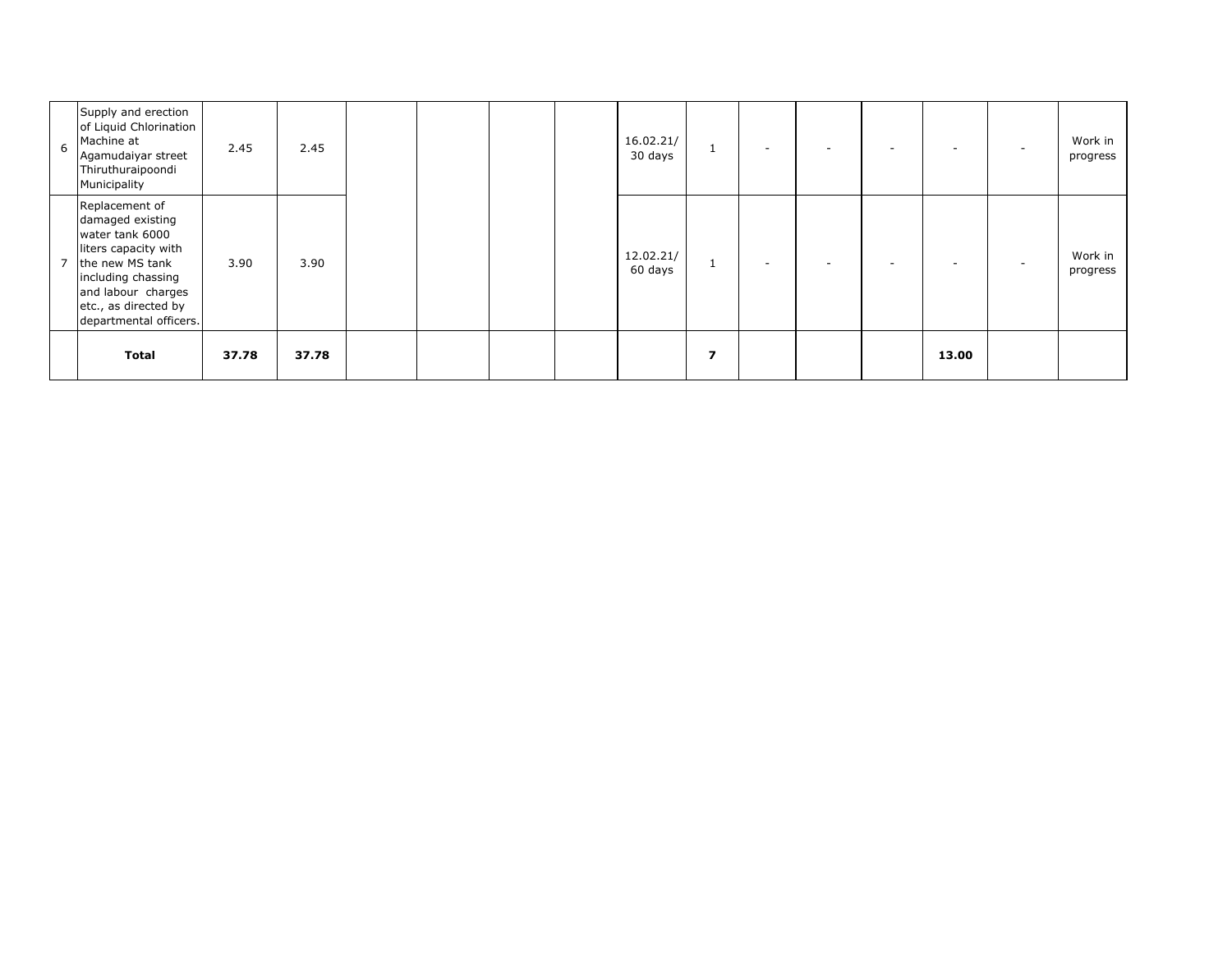| | | | | | | | | | | | | | | | |
|---|---|---|---|---|---|---|---|---|---|---|---|---|---|---|---|
| 6 | Supply and erection of Liquid Chlorination Machine at Agamudaiyar street Thiruthuraipoondi Municipality | 2.45 | 2.45 | | | | | 16.02.21/ 30 days | 1 | - | - | - | - | - | Work in progress |
| 7 | Replacement of damaged existing water tank 6000 liters capacity with the new MS tank including chassing and labour charges etc., as directed by departmental officers. | 3.90 | 3.90 | | | | | 12.02.21/ 60 days | 1 | - | - | - | - | - | Work in progress |
| | **Total** | **37.78** | **37.78** | | | | | | **7** | | | | **13.00** | | |